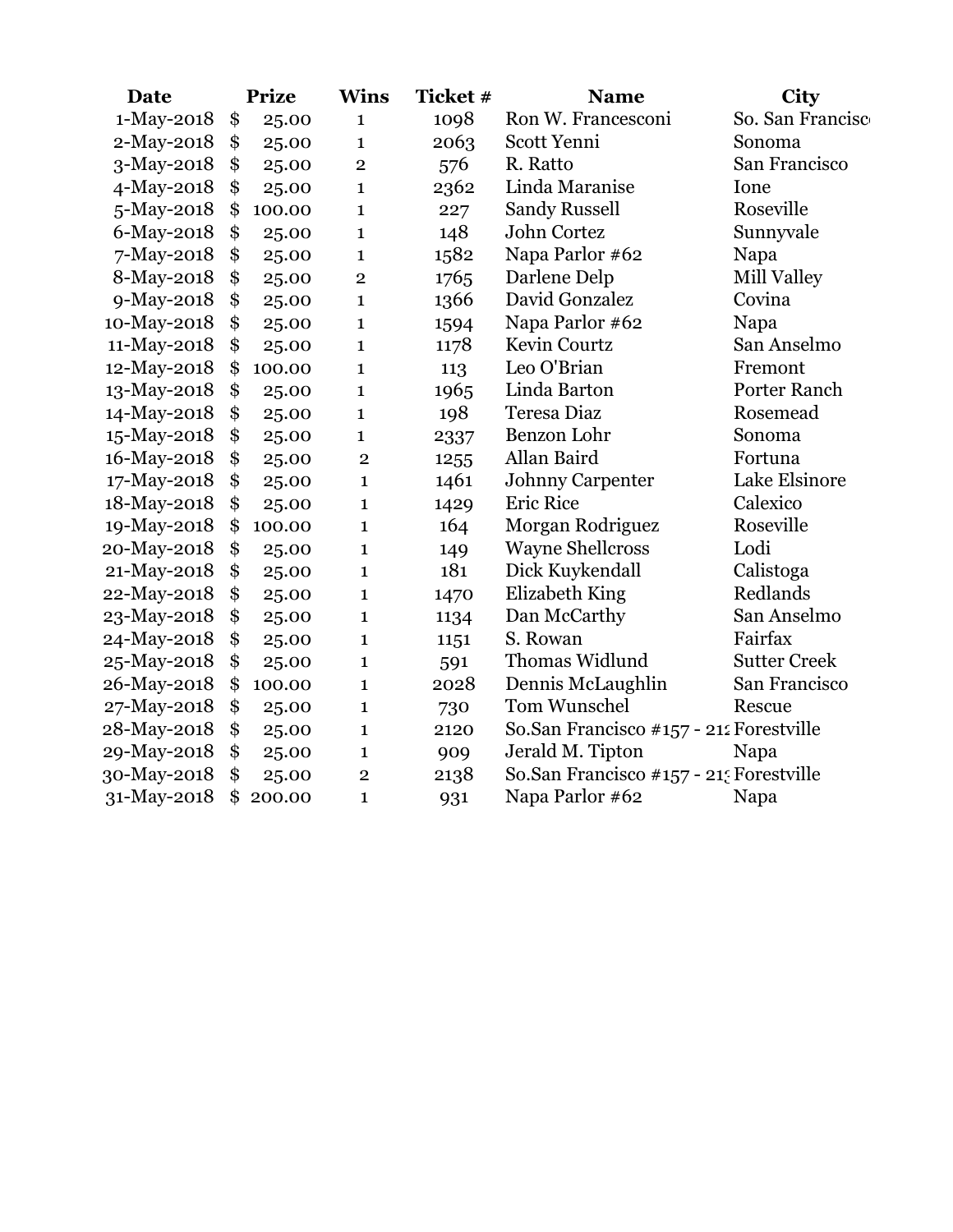| Date | Prize | Wins | Ticket # | Name | City |
|---|---|---|---|---|---|
| 1-May-2018 | $ 25.00 | 1 | 1098 | Ron W. Francesconi | So. San Francisc |
| 2-May-2018 | $ 25.00 | 1 | 2063 | Scott Yenni | Sonoma |
| 3-May-2018 | $ 25.00 | 2 | 576 | R. Ratto | San Francisco |
| 4-May-2018 | $ 25.00 | 1 | 2362 | Linda Maranise | Ione |
| 5-May-2018 | $ 100.00 | 1 | 227 | Sandy Russell | Roseville |
| 6-May-2018 | $ 25.00 | 1 | 148 | John Cortez | Sunnyvale |
| 7-May-2018 | $ 25.00 | 1 | 1582 | Napa Parlor #62 | Napa |
| 8-May-2018 | $ 25.00 | 2 | 1765 | Darlene Delp | Mill Valley |
| 9-May-2018 | $ 25.00 | 1 | 1366 | David Gonzalez | Covina |
| 10-May-2018 | $ 25.00 | 1 | 1594 | Napa Parlor #62 | Napa |
| 11-May-2018 | $ 25.00 | 1 | 1178 | Kevin Courtz | San Anselmo |
| 12-May-2018 | $ 100.00 | 1 | 113 | Leo O'Brian | Fremont |
| 13-May-2018 | $ 25.00 | 1 | 1965 | Linda Barton | Porter Ranch |
| 14-May-2018 | $ 25.00 | 1 | 198 | Teresa Diaz | Rosemead |
| 15-May-2018 | $ 25.00 | 1 | 2337 | Benzon Lohr | Sonoma |
| 16-May-2018 | $ 25.00 | 2 | 1255 | Allan Baird | Fortuna |
| 17-May-2018 | $ 25.00 | 1 | 1461 | Johnny Carpenter | Lake Elsinore |
| 18-May-2018 | $ 25.00 | 1 | 1429 | Eric Rice | Calexico |
| 19-May-2018 | $ 100.00 | 1 | 164 | Morgan Rodriguez | Roseville |
| 20-May-2018 | $ 25.00 | 1 | 149 | Wayne Shellcross | Lodi |
| 21-May-2018 | $ 25.00 | 1 | 181 | Dick Kuykendall | Calistoga |
| 22-May-2018 | $ 25.00 | 1 | 1470 | Elizabeth King | Redlands |
| 23-May-2018 | $ 25.00 | 1 | 1134 | Dan McCarthy | San Anselmo |
| 24-May-2018 | $ 25.00 | 1 | 1151 | S. Rowan | Fairfax |
| 25-May-2018 | $ 25.00 | 1 | 591 | Thomas Widlund | Sutter Creek |
| 26-May-2018 | $ 100.00 | 1 | 2028 | Dennis McLaughlin | San Francisco |
| 27-May-2018 | $ 25.00 | 1 | 730 | Tom Wunschel | Rescue |
| 28-May-2018 | $ 25.00 | 1 | 2120 | So.San Francisco #157 - 21 | Forestville |
| 29-May-2018 | $ 25.00 | 1 | 909 | Jerald M. Tipton | Napa |
| 30-May-2018 | $ 25.00 | 2 | 2138 | So.San Francisco #157 - 21 | Forestville |
| 31-May-2018 | $ 200.00 | 1 | 931 | Napa Parlor #62 | Napa |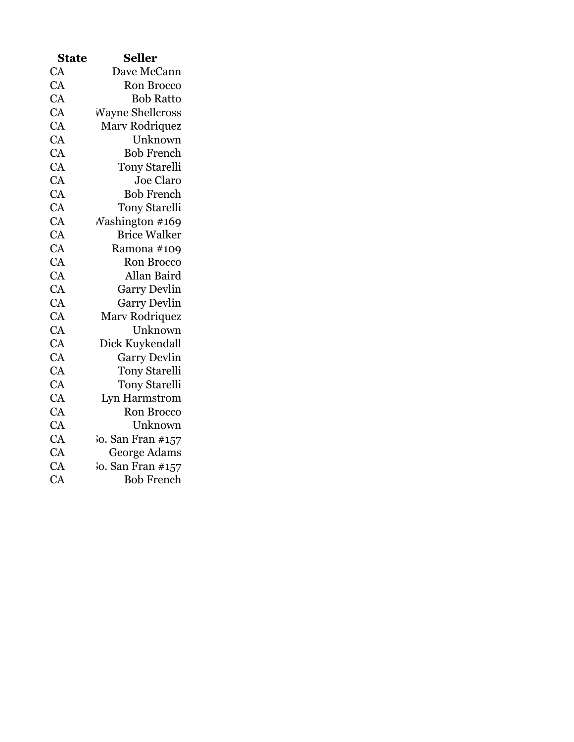| State | Seller |
|---|---|
| CA | Dave McCann |
| CA | Ron Brocco |
| CA | Bob Ratto |
| CA | Wayne Shellcross |
| CA | Marv Rodriquez |
| CA | Unknown |
| CA | Bob French |
| CA | Tony Starelli |
| CA | Joe Claro |
| CA | Bob French |
| CA | Tony Starelli |
| CA | Washington #169 |
| CA | Brice Walker |
| CA | Ramona #109 |
| CA | Ron Brocco |
| CA | Allan Baird |
| CA | Garry Devlin |
| CA | Garry Devlin |
| CA | Marv Rodriquez |
| CA | Unknown |
| CA | Dick Kuykendall |
| CA | Garry Devlin |
| CA | Tony Starelli |
| CA | Tony Starelli |
| CA | Lyn Harmstrom |
| CA | Ron Brocco |
| CA | Unknown |
| CA | So. San Fran #157 |
| CA | George Adams |
| CA | So. San Fran #157 |
| CA | Bob French |